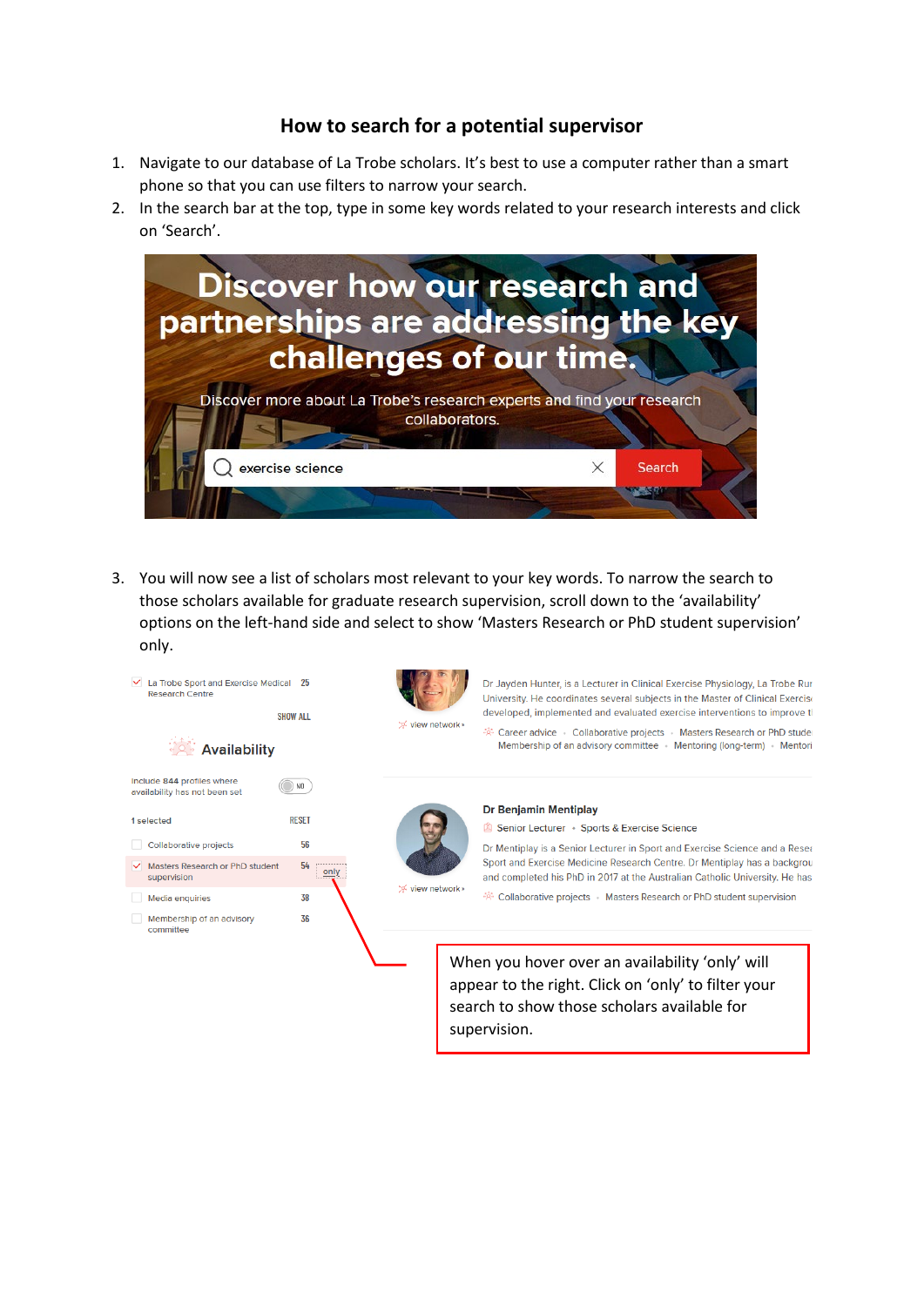## How to search for a potential supervisor

1. Navigate to our database of La Trobe scholars. It's best to use a computer rather than a smart phone so that you can use filters to narrow your search.
2. In the search bar at the top, type in some key words related to your research interests and click on 'Search'.

Discover how our research and partnerships are addressing the key challenges of our time.

Discover more about La Trobe's research experts and find your research collaborators.

exercise science | Search

3. You will now see a list of scholars most relevant to your key words. To narrow the search to those scholars available for graduate research supervision, scroll down to the 'availability' options on the left-hand side and select to show 'Masters Research or PhD student supervision' only.

When you hover over an availability 'only' will appear to the right. Click on 'only' to filter your search to show those scholars available for supervision.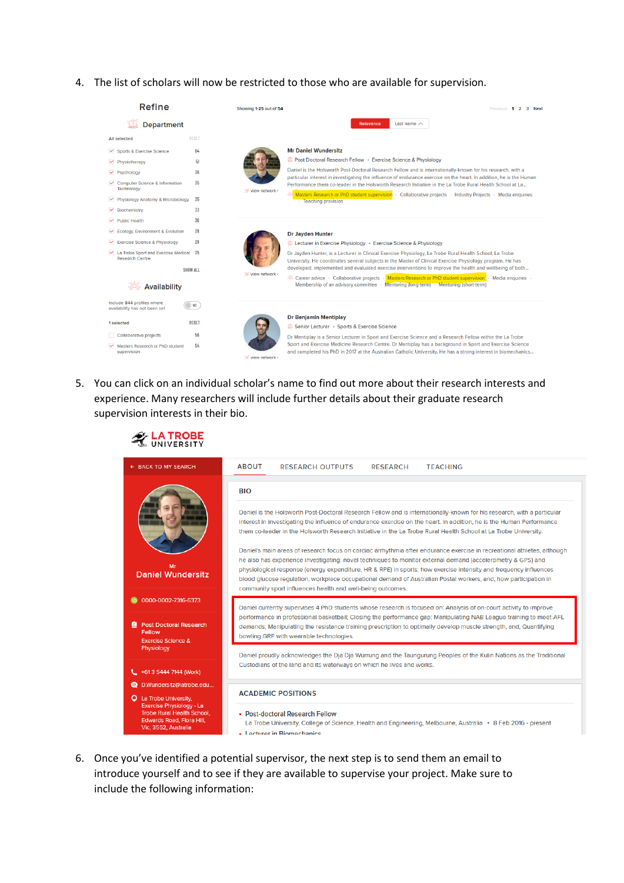4. The list of scholars will now be restricted to those who are available for supervision.

5. You can click on an individual scholar's name to find out more about their research interests and experience. Many researchers will include further details about their graduate research supervision interests in their bio.

6. Once you've identified a potential supervisor, the next step is to send them an email to introduce yourself and to see if they are available to supervise your project. Make sure to include the following information: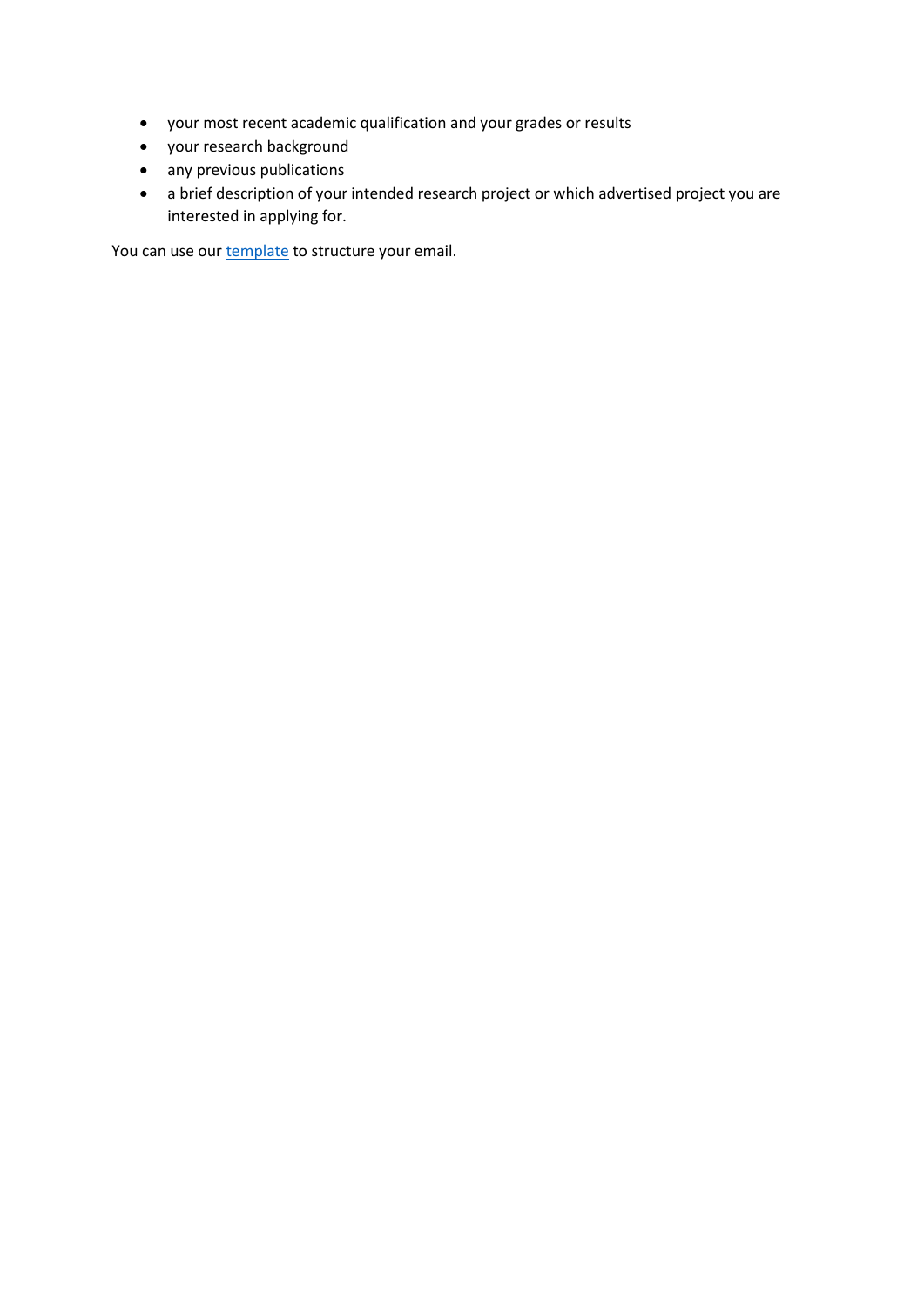- your most recent academic qualification and your grades or results
- your research background
- any previous publications
- a brief description of your intended research project or which advertised project you are interested in applying for.

You can use our template to structure your email.